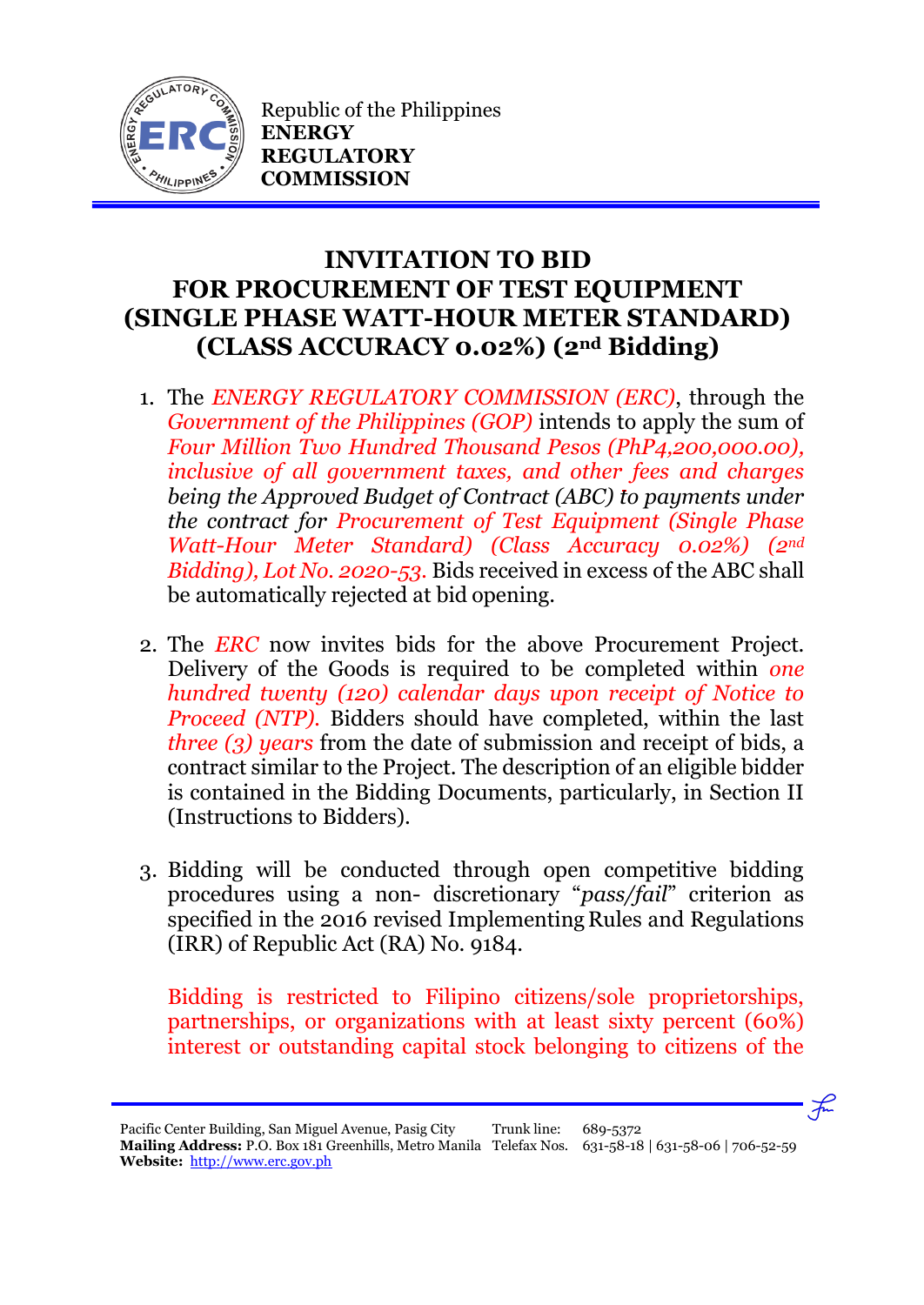Republic of the Philippines
**ENERGY REGULATORY COMMISSION**

# INVITATION TO BID FOR PROCUREMENT OF TEST EQUIPMENT (SINGLE PHASE WATT-HOUR METER STANDARD) (CLASS ACCURACY 0.02%) (2nd Bidding)

1. The *ENERGY REGULATORY COMMISSION (ERC)*, through the *Government of the Philippines (GOP)* intends to apply the sum of *Four Million Two Hundred Thousand Pesos (PhP4,200,000.00), inclusive of all government taxes, and other fees and charges being the Approved Budget of Contract (ABC) to payments under the contract for Procurement of Test Equipment (Single Phase Watt-Hour Meter Standard) (Class Accuracy 0.02%) (2nd Bidding), Lot No. 2020-53.* Bids received in excess of the ABC shall be automatically rejected at bid opening.

2. The *ERC* now invites bids for the above Procurement Project. Delivery of the Goods is required to be completed within *one hundred twenty (120) calendar days upon receipt of Notice to Proceed (NTP).* Bidders should have completed, within the last *three (3) years* from the date of submission and receipt of bids, a contract similar to the Project. The description of an eligible bidder is contained in the Bidding Documents, particularly, in Section II (Instructions to Bidders).

3. Bidding will be conducted through open competitive bidding procedures using a non- discretionary "*pass/fail*" criterion as specified in the 2016 revised Implementing Rules and Regulations (IRR) of Republic Act (RA) No. 9184.

   Bidding is restricted to Filipino citizens/sole proprietorships, partnerships, or organizations with at least sixty percent (60%) interest or outstanding capital stock belonging to citizens of the

Pacific Center Building, San Miguel Avenue, Pasig City
**Mailing Address:** P.O. Box 181 Greenhills, Metro Manila
**Website:** http://www.erc.gov.ph
Trunk line: 689-5372
Telefax Nos. 631-58-18 | 631-58-06 | 706-52-59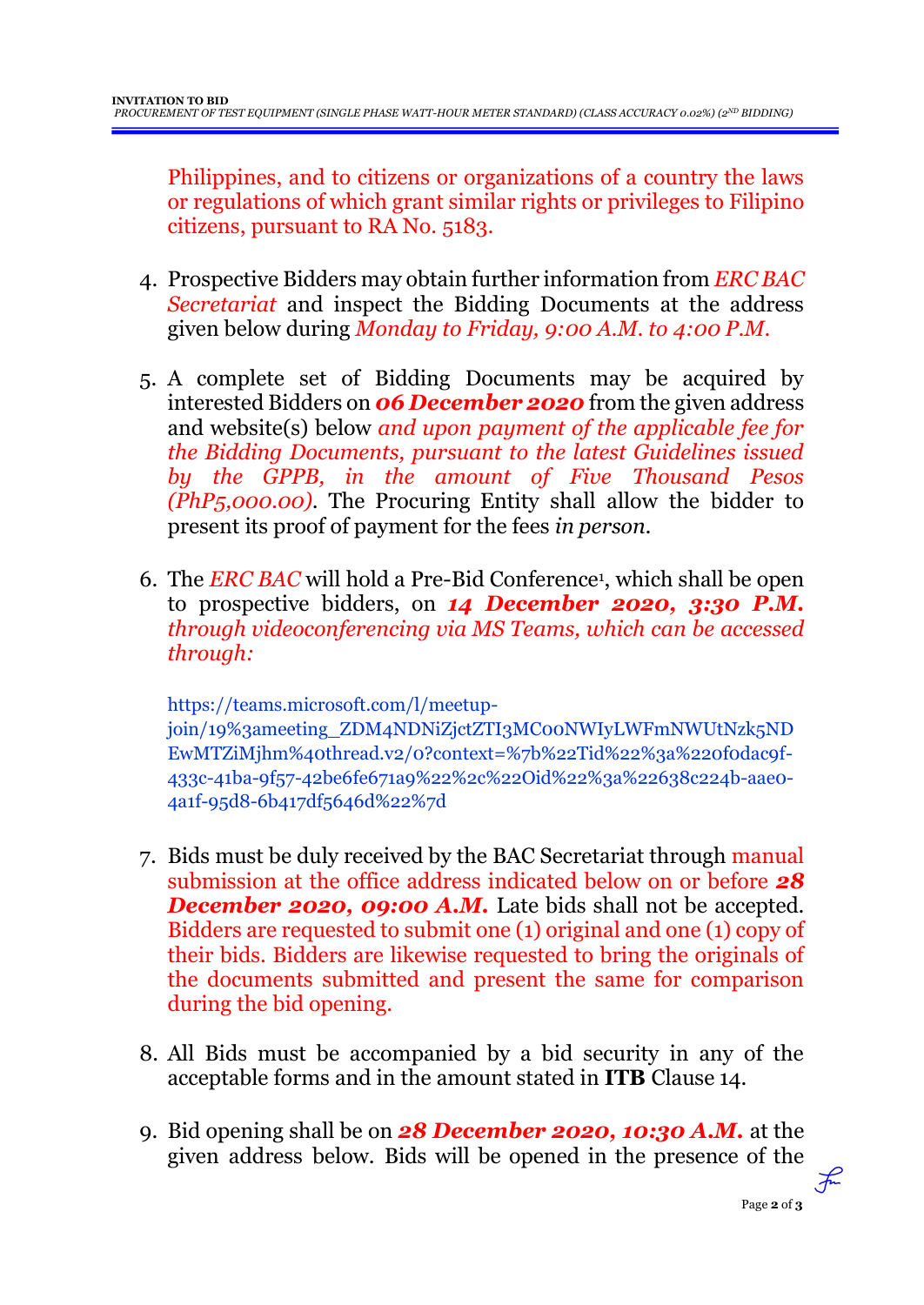Philippines, and to citizens or organizations of a country the laws or regulations of which grant similar rights or privileges to Filipino citizens, pursuant to RA No. 5183.

4. Prospective Bidders may obtain further information from *ERC BAC Secretariat* and inspect the Bidding Documents at the address given below during *Monday to Friday, 9:00 A.M. to 4:00 P.M.*

5. A complete set of Bidding Documents may be acquired by interested Bidders on ***06 December 2020*** from the given address and website(s) below *and upon payment of the applicable fee for the Bidding Documents, pursuant to the latest Guidelines issued by the GPPB, in the amount of Five Thousand Pesos (PhP5,000.00)*. The Procuring Entity shall allow the bidder to present its proof of payment for the fees *in person*.

6. The *ERC BAC* will hold a Pre-Bid Conference[1], which shall be open to prospective bidders, on ***14 December 2020, 3:30 P.M.*** *through videoconferencing via MS Teams, which can be accessed through:*

   https://teams.microsoft.com/l/meetup-join/19%3ameeting_ZDM4NDNiZjctZTI3MC00NWIyLWFmNWUtNzk5NDEwMTZiMjhm%40thread.v2/0?context=%7b%22Tid%22%3a%220f0dac9f-433c-41ba-9f57-42be6fe671a9%22%2c%22Oid%22%3a%22638c224b-aae0-4a1f-95d8-6b417df5646d%22%7d

7. Bids must be duly received by the BAC Secretariat through manual submission at the office address indicated below on or before ***28 December 2020, 09:00 A.M.*** Late bids shall not be accepted. Bidders are requested to submit one (1) original and one (1) copy of their bids. Bidders are likewise requested to bring the originals of the documents submitted and present the same for comparison during the bid opening.

8. All Bids must be accompanied by a bid security in any of the acceptable forms and in the amount stated in **ITB** Clause 14.

9. Bid opening shall be on ***28 December 2020, 10:30 A.M.*** at the given address below. Bids will be opened in the presence of the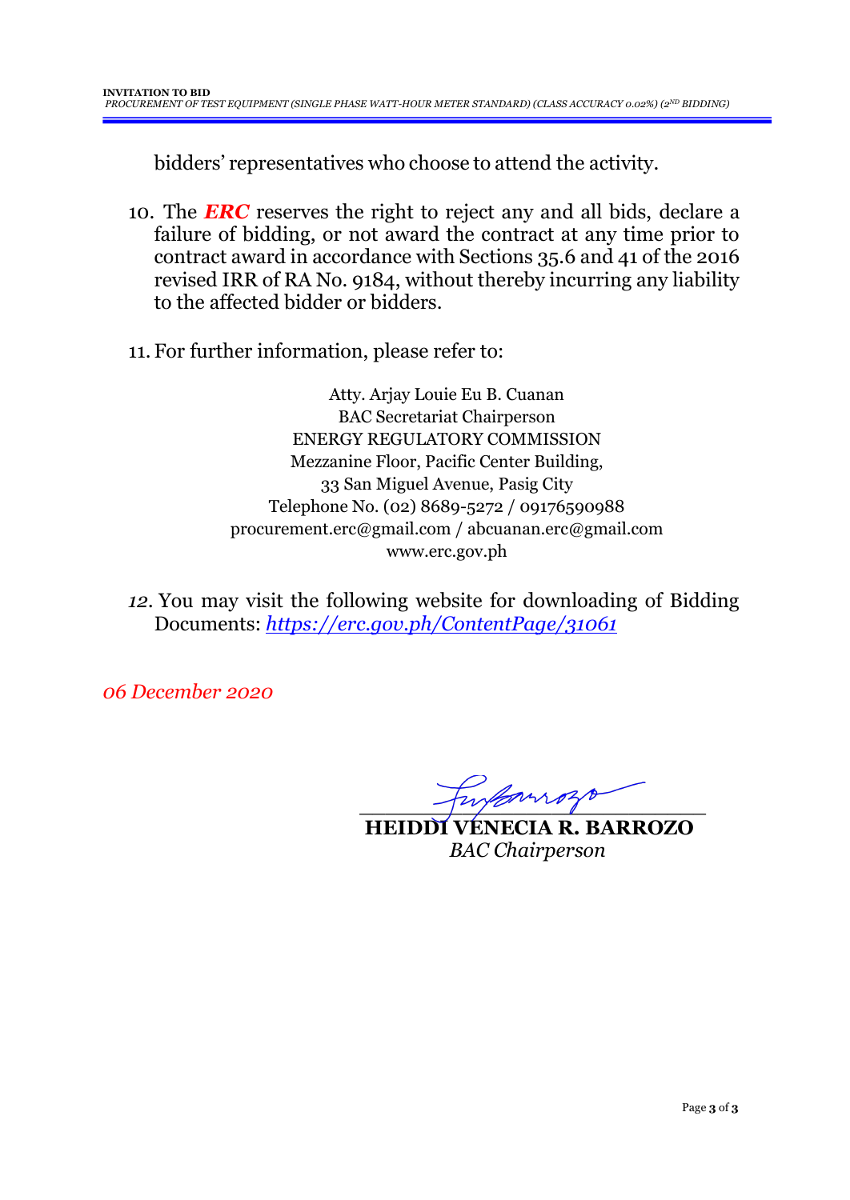bidders' representatives who choose to attend the activity.

10. The ***ERC*** reserves the right to reject any and all bids, declare a failure of bidding, or not award the contract at any time prior to contract award in accordance with Sections 35.6 and 41 of the 2016 revised IRR of RA No. 9184, without thereby incurring any liability to the affected bidder or bidders.

11. For further information, please refer to:

Atty. Arjay Louie Eu B. Cuanan
BAC Secretariat Chairperson
ENERGY REGULATORY COMMISSION
Mezzanine Floor, Pacific Center Building,
33 San Miguel Avenue, Pasig City
Telephone No. (02) 8689-5272 / 09176590988
procurement.erc@gmail.com / abcuanan.erc@gmail.com
www.erc.gov.ph

*12*. You may visit the following website for downloading of Bidding Documents: [*https://erc.gov.ph/ContentPage/31061*](https://erc.gov.ph/ContentPage/31061)

*06 December 2020*

**HEIDDI VENECIA R. BARROZO**
*BAC Chairperson*